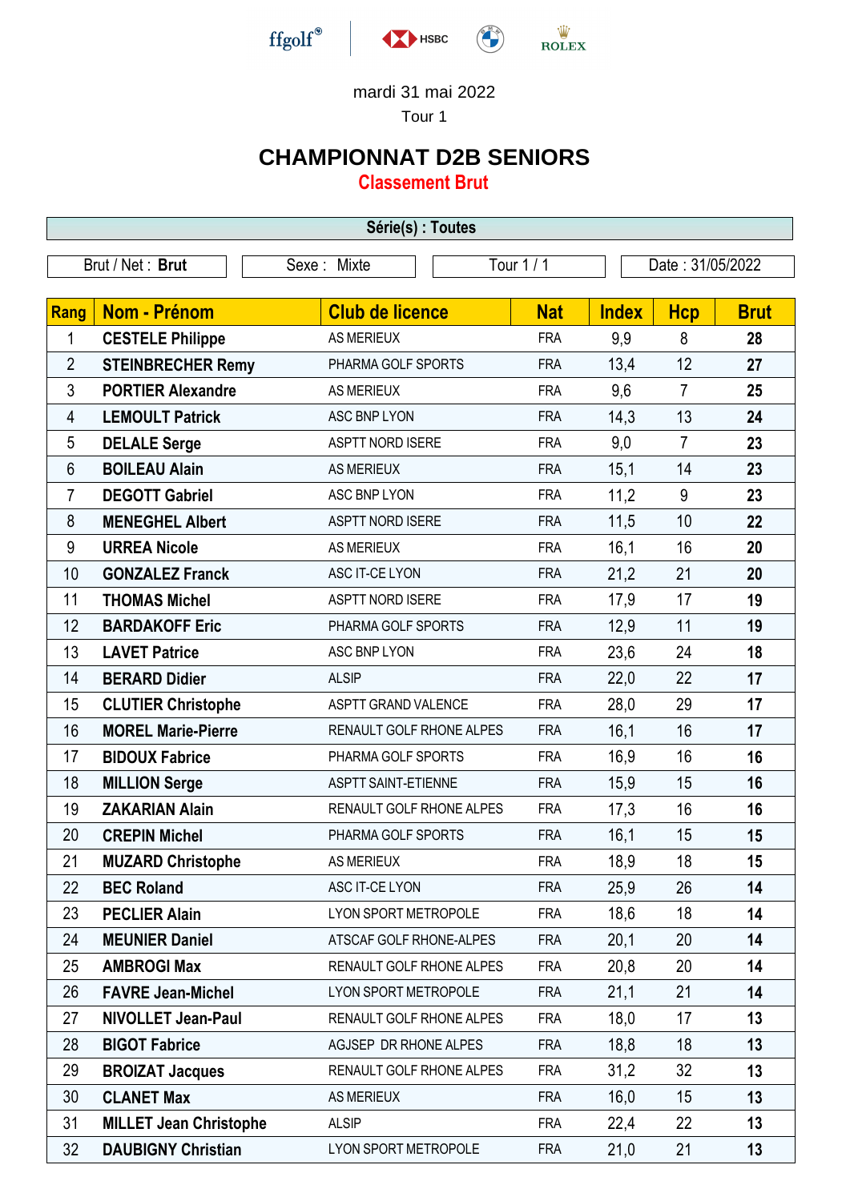mardi 31 mai 2022

Tour 1

# CHAMPIONNAT D2B SENIORS

## Classement Brut

| Série(s) : Toutes |
|---|

| Brut / Net : **Brut** | Sexe : Mixte | Tour 1 / 1 | Date : 31/05/2022 |
|---|---|---|---|

| Rang | Nom - Prénom | Club de licence | Nat | Index | Hcp | Brut |
|---|---|---|---|---|---|---|
| 1 | **CESTELE Philippe** | AS MERIEUX | FRA | 9,9 | 8 | **28** |
| 2 | **STEINBRECHER Remy** | PHARMA GOLF SPORTS | FRA | 13,4 | 12 | **27** |
| 3 | **PORTIER Alexandre** | AS MERIEUX | FRA | 9,6 | 7 | **25** |
| 4 | **LEMOULT Patrick** | ASC BNP LYON | FRA | 14,3 | 13 | **24** |
| 5 | **DELALE Serge** | ASPTT NORD ISERE | FRA | 9,0 | 7 | **23** |
| 6 | **BOILEAU Alain** | AS MERIEUX | FRA | 15,1 | 14 | **23** |
| 7 | **DEGOTT Gabriel** | ASC BNP LYON | FRA | 11,2 | 9 | **23** |
| 8 | **MENEGHEL Albert** | ASPTT NORD ISERE | FRA | 11,5 | 10 | **22** |
| 9 | **URREA Nicole** | AS MERIEUX | FRA | 16,1 | 16 | **20** |
| 10 | **GONZALEZ Franck** | ASC IT-CE LYON | FRA | 21,2 | 21 | **20** |
| 11 | **THOMAS Michel** | ASPTT NORD ISERE | FRA | 17,9 | 17 | **19** |
| 12 | **BARDAKOFF Eric** | PHARMA GOLF SPORTS | FRA | 12,9 | 11 | **19** |
| 13 | **LAVET Patrice** | ASC BNP LYON | FRA | 23,6 | 24 | **18** |
| 14 | **BERARD Didier** | ALSIP | FRA | 22,0 | 22 | **17** |
| 15 | **CLUTIER Christophe** | ASPTT GRAND VALENCE | FRA | 28,0 | 29 | **17** |
| 16 | **MOREL Marie-Pierre** | RENAULT GOLF RHONE ALPES | FRA | 16,1 | 16 | **17** |
| 17 | **BIDOUX Fabrice** | PHARMA GOLF SPORTS | FRA | 16,9 | 16 | **16** |
| 18 | **MILLION Serge** | ASPTT SAINT-ETIENNE | FRA | 15,9 | 15 | **16** |
| 19 | **ZAKARIAN Alain** | RENAULT GOLF RHONE ALPES | FRA | 17,3 | 16 | **16** |
| 20 | **CREPIN Michel** | PHARMA GOLF SPORTS | FRA | 16,1 | 15 | **15** |
| 21 | **MUZARD Christophe** | AS MERIEUX | FRA | 18,9 | 18 | **15** |
| 22 | **BEC Roland** | ASC IT-CE LYON | FRA | 25,9 | 26 | **14** |
| 23 | **PECLIER Alain** | LYON SPORT METROPOLE | FRA | 18,6 | 18 | **14** |
| 24 | **MEUNIER Daniel** | ATSCAF GOLF RHONE-ALPES | FRA | 20,1 | 20 | **14** |
| 25 | **AMBROGI Max** | RENAULT GOLF RHONE ALPES | FRA | 20,8 | 20 | **14** |
| 26 | **FAVRE Jean-Michel** | LYON SPORT METROPOLE | FRA | 21,1 | 21 | **14** |
| 27 | **NIVOLLET Jean-Paul** | RENAULT GOLF RHONE ALPES | FRA | 18,0 | 17 | **13** |
| 28 | **BIGOT Fabrice** | AGJSEP DR RHONE ALPES | FRA | 18,8 | 18 | **13** |
| 29 | **BROIZAT Jacques** | RENAULT GOLF RHONE ALPES | FRA | 31,2 | 32 | **13** |
| 30 | **CLANET Max** | AS MERIEUX | FRA | 16,0 | 15 | **13** |
| 31 | **MILLET Jean Christophe** | ALSIP | FRA | 22,4 | 22 | **13** |
| 32 | **DAUBIGNY Christian** | LYON SPORT METROPOLE | FRA | 21,0 | 21 | **13** |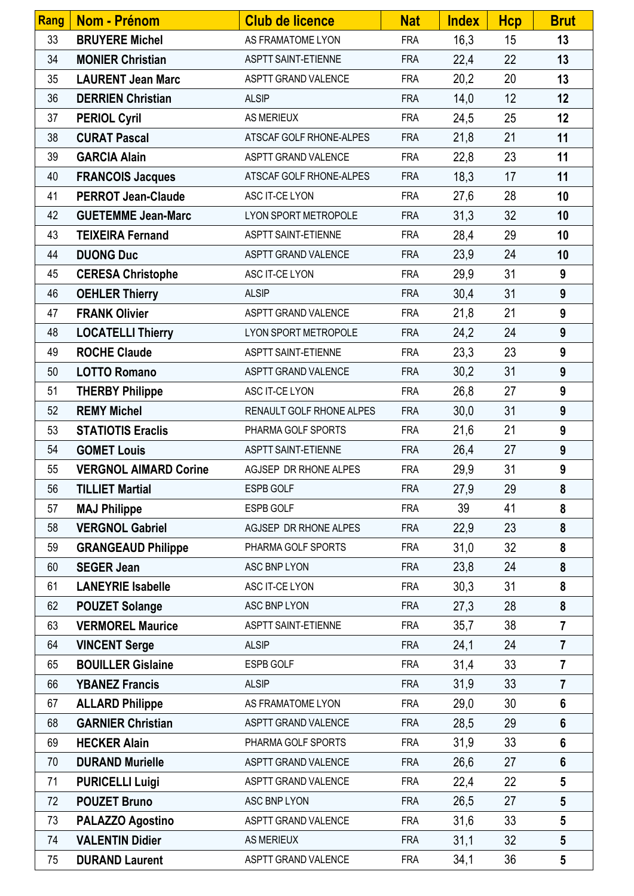| Rang | Nom - Prénom | Club de licence | Nat | Index | Hcp | Brut |
|---|---|---|---|---|---|---|
| 33 | **BRUYERE Michel** | AS FRAMATOME LYON | FRA | 16,3 | 15 | **13** |
| 34 | **MONIER Christian** | ASPTT SAINT-ETIENNE | FRA | 22,4 | 22 | **13** |
| 35 | **LAURENT Jean Marc** | ASPTT GRAND VALENCE | FRA | 20,2 | 20 | **13** |
| 36 | **DERRIEN Christian** | ALSIP | FRA | 14,0 | 12 | **12** |
| 37 | **PERIOL Cyril** | AS MERIEUX | FRA | 24,5 | 25 | **12** |
| 38 | **CURAT Pascal** | ATSCAF GOLF RHONE-ALPES | FRA | 21,8 | 21 | **11** |
| 39 | **GARCIA Alain** | ASPTT GRAND VALENCE | FRA | 22,8 | 23 | **11** |
| 40 | **FRANCOIS Jacques** | ATSCAF GOLF RHONE-ALPES | FRA | 18,3 | 17 | **11** |
| 41 | **PERROT Jean-Claude** | ASC IT-CE LYON | FRA | 27,6 | 28 | **10** |
| 42 | **GUETEMME Jean-Marc** | LYON SPORT METROPOLE | FRA | 31,3 | 32 | **10** |
| 43 | **TEIXEIRA Fernand** | ASPTT SAINT-ETIENNE | FRA | 28,4 | 29 | **10** |
| 44 | **DUONG Duc** | ASPTT GRAND VALENCE | FRA | 23,9 | 24 | **10** |
| 45 | **CERESA Christophe** | ASC IT-CE LYON | FRA | 29,9 | 31 | **9** |
| 46 | **OEHLER Thierry** | ALSIP | FRA | 30,4 | 31 | **9** |
| 47 | **FRANK Olivier** | ASPTT GRAND VALENCE | FRA | 21,8 | 21 | **9** |
| 48 | **LOCATELLI Thierry** | LYON SPORT METROPOLE | FRA | 24,2 | 24 | **9** |
| 49 | **ROCHE Claude** | ASPTT SAINT-ETIENNE | FRA | 23,3 | 23 | **9** |
| 50 | **LOTTO Romano** | ASPTT GRAND VALENCE | FRA | 30,2 | 31 | **9** |
| 51 | **THERBY Philippe** | ASC IT-CE LYON | FRA | 26,8 | 27 | **9** |
| 52 | **REMY Michel** | RENAULT GOLF RHONE ALPES | FRA | 30,0 | 31 | **9** |
| 53 | **STATIOTIS Eraclis** | PHARMA GOLF SPORTS | FRA | 21,6 | 21 | **9** |
| 54 | **GOMET Louis** | ASPTT SAINT-ETIENNE | FRA | 26,4 | 27 | **9** |
| 55 | **VERGNOL AIMARD Corine** | AGJSEP DR RHONE ALPES | FRA | 29,9 | 31 | **9** |
| 56 | **TILLIET Martial** | ESPB GOLF | FRA | 27,9 | 29 | **8** |
| 57 | **MAJ Philippe** | ESPB GOLF | FRA | 39 | 41 | **8** |
| 58 | **VERGNOL Gabriel** | AGJSEP DR RHONE ALPES | FRA | 22,9 | 23 | **8** |
| 59 | **GRANGEAUD Philippe** | PHARMA GOLF SPORTS | FRA | 31,0 | 32 | **8** |
| 60 | **SEGER Jean** | ASC BNP LYON | FRA | 23,8 | 24 | **8** |
| 61 | **LANEYRIE Isabelle** | ASC IT-CE LYON | FRA | 30,3 | 31 | **8** |
| 62 | **POUZET Solange** | ASC BNP LYON | FRA | 27,3 | 28 | **8** |
| 63 | **VERMOREL Maurice** | ASPTT SAINT-ETIENNE | FRA | 35,7 | 38 | **7** |
| 64 | **VINCENT Serge** | ALSIP | FRA | 24,1 | 24 | **7** |
| 65 | **BOUILLER Gislaine** | ESPB GOLF | FRA | 31,4 | 33 | **7** |
| 66 | **YBANEZ Francis** | ALSIP | FRA | 31,9 | 33 | **7** |
| 67 | **ALLARD Philippe** | AS FRAMATOME LYON | FRA | 29,0 | 30 | **6** |
| 68 | **GARNIER Christian** | ASPTT GRAND VALENCE | FRA | 28,5 | 29 | **6** |
| 69 | **HECKER Alain** | PHARMA GOLF SPORTS | FRA | 31,9 | 33 | **6** |
| 70 | **DURAND Murielle** | ASPTT GRAND VALENCE | FRA | 26,6 | 27 | **6** |
| 71 | **PURICELLI Luigi** | ASPTT GRAND VALENCE | FRA | 22,4 | 22 | **5** |
| 72 | **POUZET Bruno** | ASC BNP LYON | FRA | 26,5 | 27 | **5** |
| 73 | **PALAZZO Agostino** | ASPTT GRAND VALENCE | FRA | 31,6 | 33 | **5** |
| 74 | **VALENTIN Didier** | AS MERIEUX | FRA | 31,1 | 32 | **5** |
| 75 | **DURAND Laurent** | ASPTT GRAND VALENCE | FRA | 34,1 | 36 | **5** |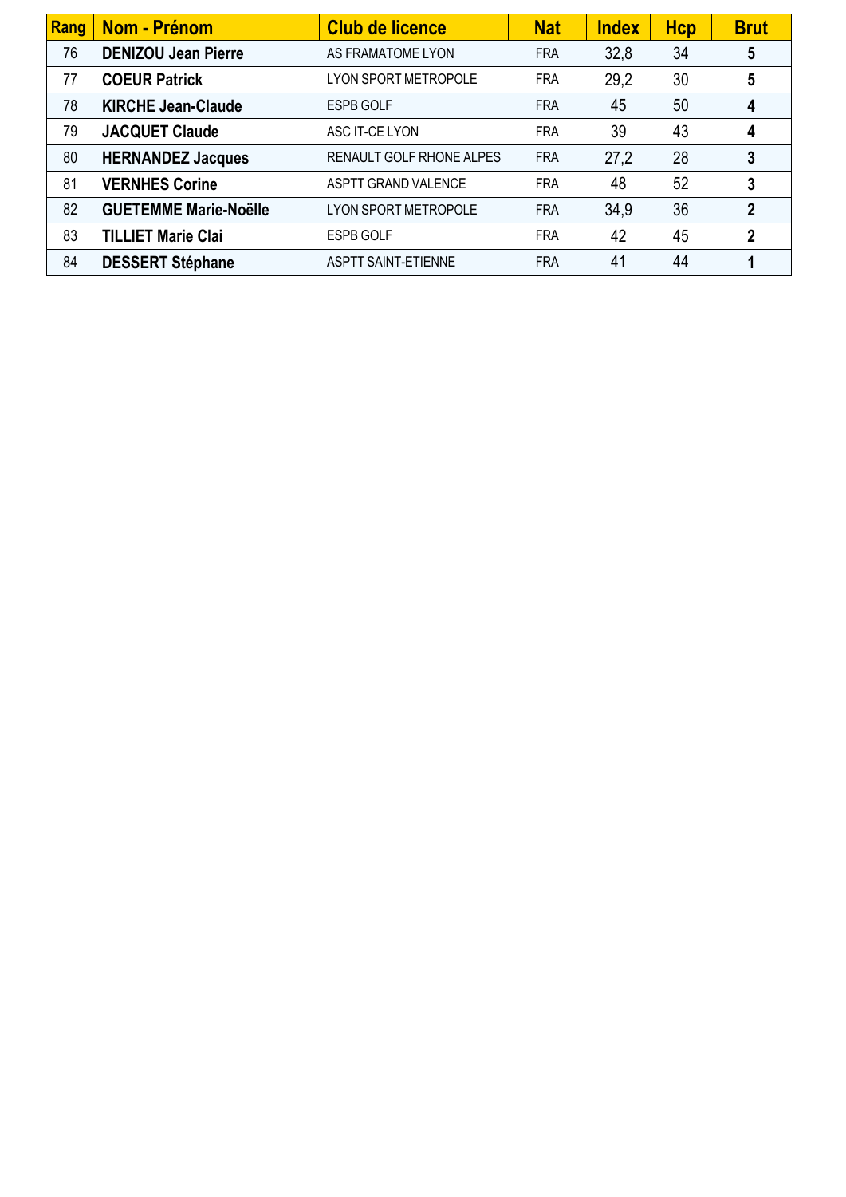| Rang | Nom - Prénom | Club de licence | Nat | Index | Hcp | Brut |
|---|---|---|---|---|---|---|
| 76 | **DENIZOU Jean Pierre** | AS FRAMATOME LYON | FRA | 32,8 | 34 | **5** |
| 77 | **COEUR Patrick** | LYON SPORT METROPOLE | FRA | 29,2 | 30 | **5** |
| 78 | **KIRCHE Jean-Claude** | ESPB GOLF | FRA | 45 | 50 | **4** |
| 79 | **JACQUET Claude** | ASC IT-CE LYON | FRA | 39 | 43 | **4** |
| 80 | **HERNANDEZ Jacques** | RENAULT GOLF RHONE ALPES | FRA | 27,2 | 28 | **3** |
| 81 | **VERNHES Corine** | ASPTT GRAND VALENCE | FRA | 48 | 52 | **3** |
| 82 | **GUETEMME Marie-Noëlle** | LYON SPORT METROPOLE | FRA | 34,9 | 36 | **2** |
| 83 | **TILLIET Marie Clai** | ESPB GOLF | FRA | 42 | 45 | **2** |
| 84 | **DESSERT Stéphane** | ASPTT SAINT-ETIENNE | FRA | 41 | 44 | **1** |